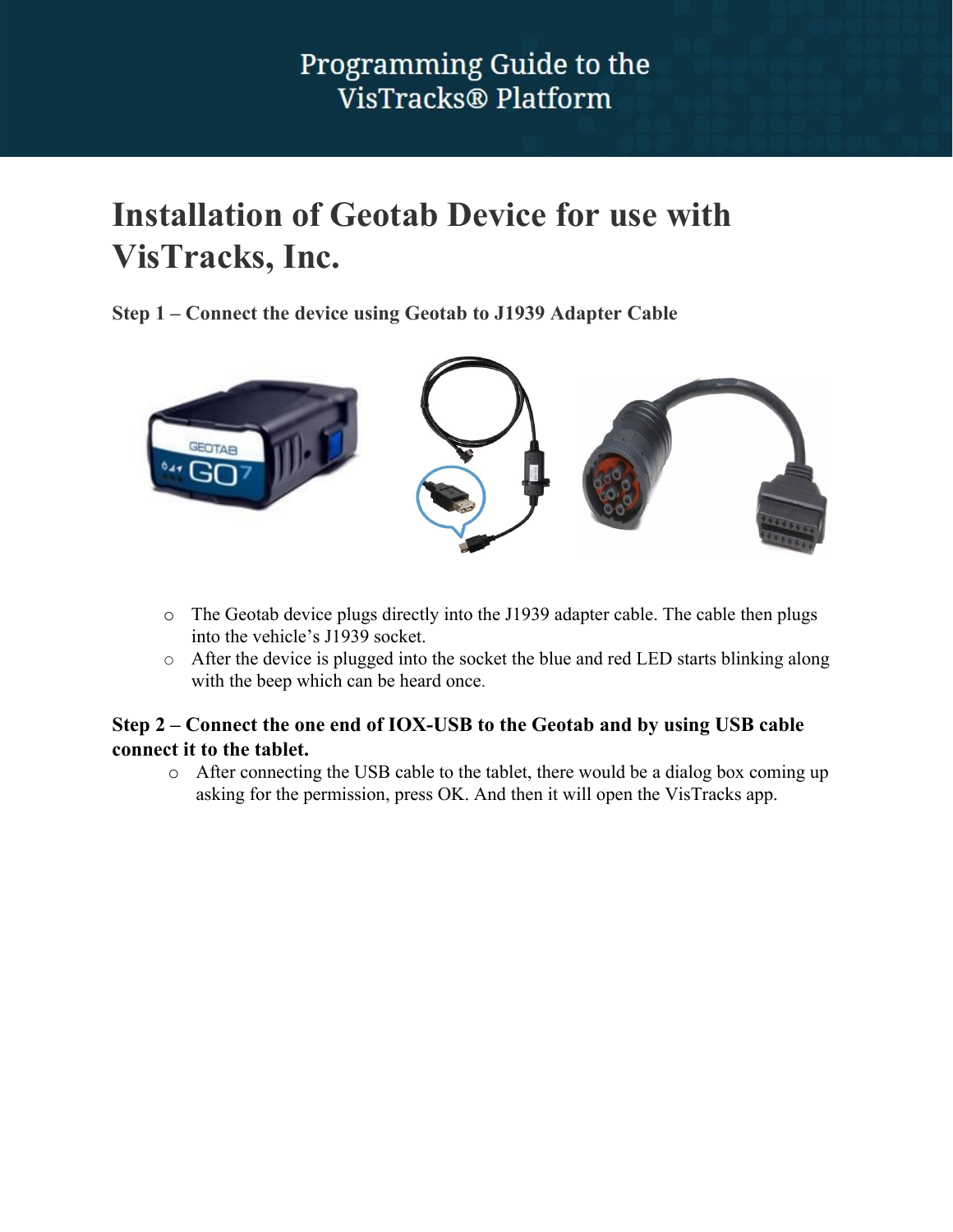# Installation of Geotab Device for use with VisTracks, Inc.

### Step 1 – Connect the device using Geotab to J1939 Adapter Cable

- The Geotab device plugs directly into the J1939 adapter cable. The cable then plugs into the vehicle's J1939 socket.
- After the device is plugged into the socket the blue and red LED starts blinking along with the beep which can be heard once.

### Step 2 – Connect the one end of IOX-USB to the Geotab and by using USB cable connect it to the tablet.

- After connecting the USB cable to the tablet, there would be a dialog box coming up asking for the permission, press OK. And then it will open the VisTracks app.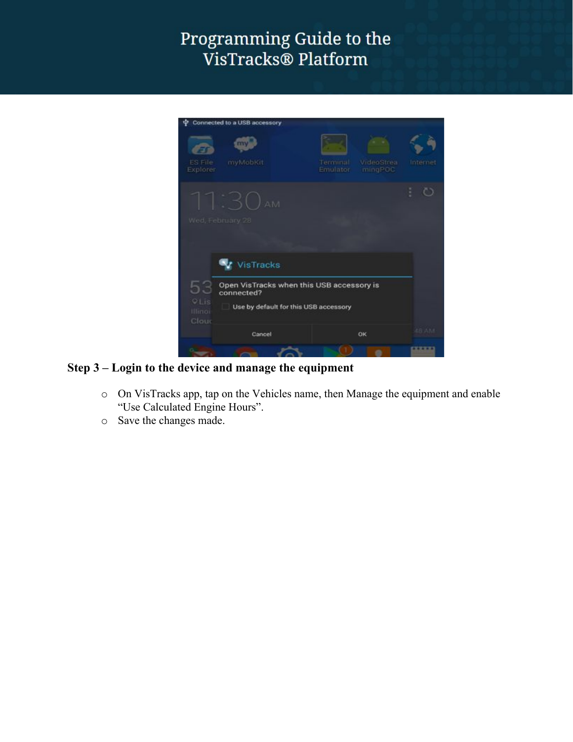**Step 3 – Login to the device and manage the equipment**

- On VisTracks app, tap on the Vehicles name, then Manage the equipment and enable "Use Calculated Engine Hours".
- Save the changes made.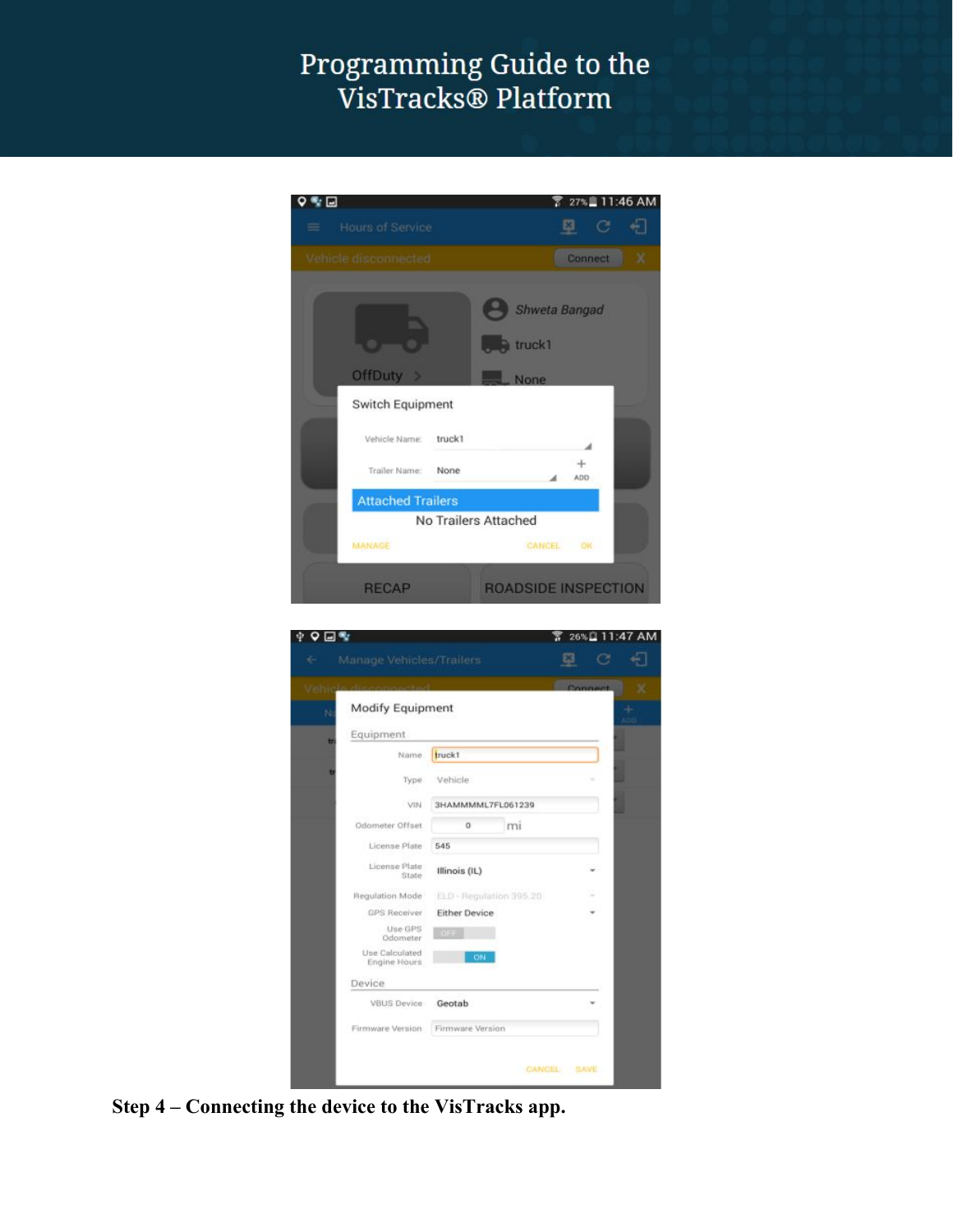**Step 4 – Connecting the device to the VisTracks app.**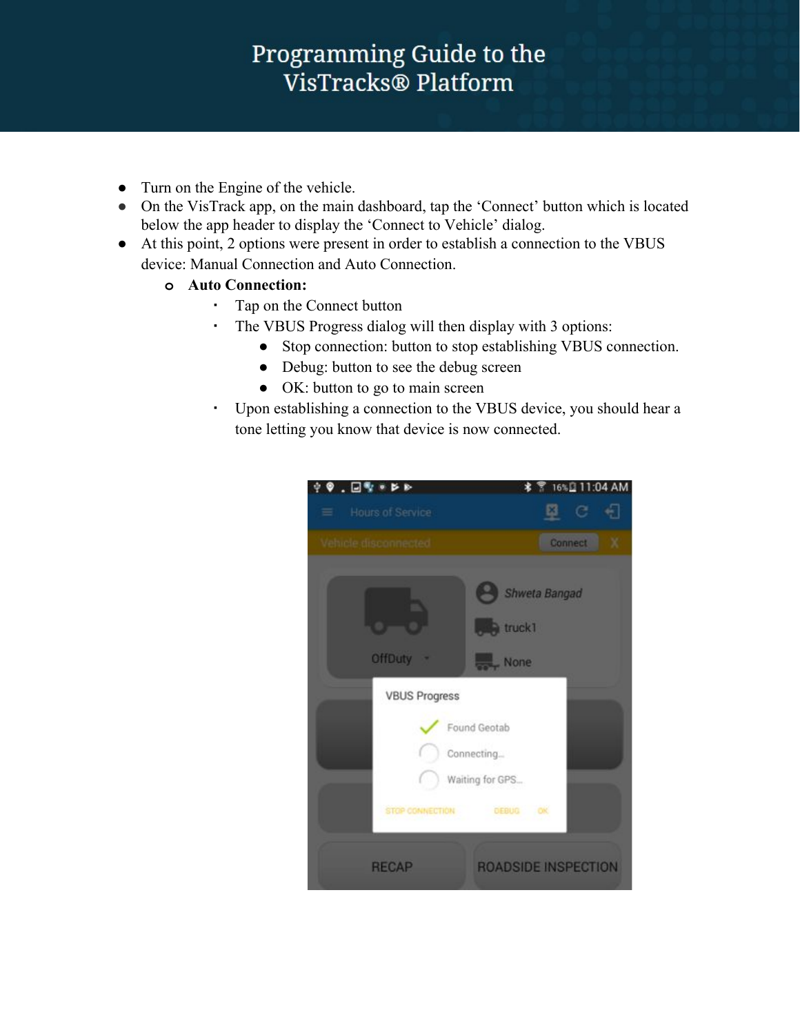- Turn on the Engine of the vehicle.
- On the VisTrack app, on the main dashboard, tap the 'Connect' button which is located below the app header to display the 'Connect to Vehicle' dialog.
- At this point, 2 options were present in order to establish a connection to the VBUS device: Manual Connection and Auto Connection.
  - **Auto Connection:**
    - Tap on the Connect button
    - The VBUS Progress dialog will then display with 3 options:
      - Stop connection: button to stop establishing VBUS connection.
      - Debug: button to see the debug screen
      - OK: button to go to main screen
    - Upon establishing a connection to the VBUS device, you should hear a tone letting you know that device is now connected.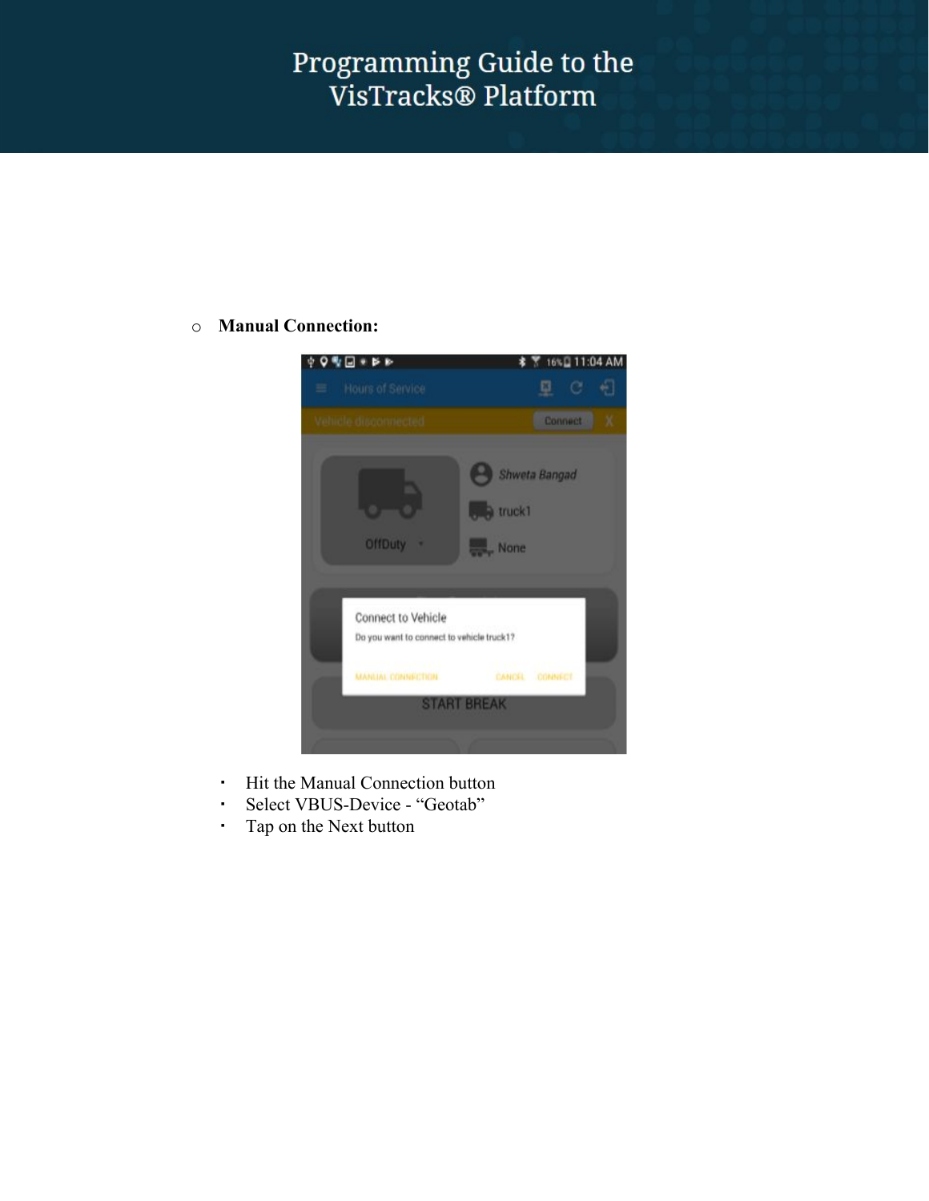- **Manual Connection:**

  - Hit the Manual Connection button
  - Select VBUS-Device - “Geotab”
  - Tap on the Next button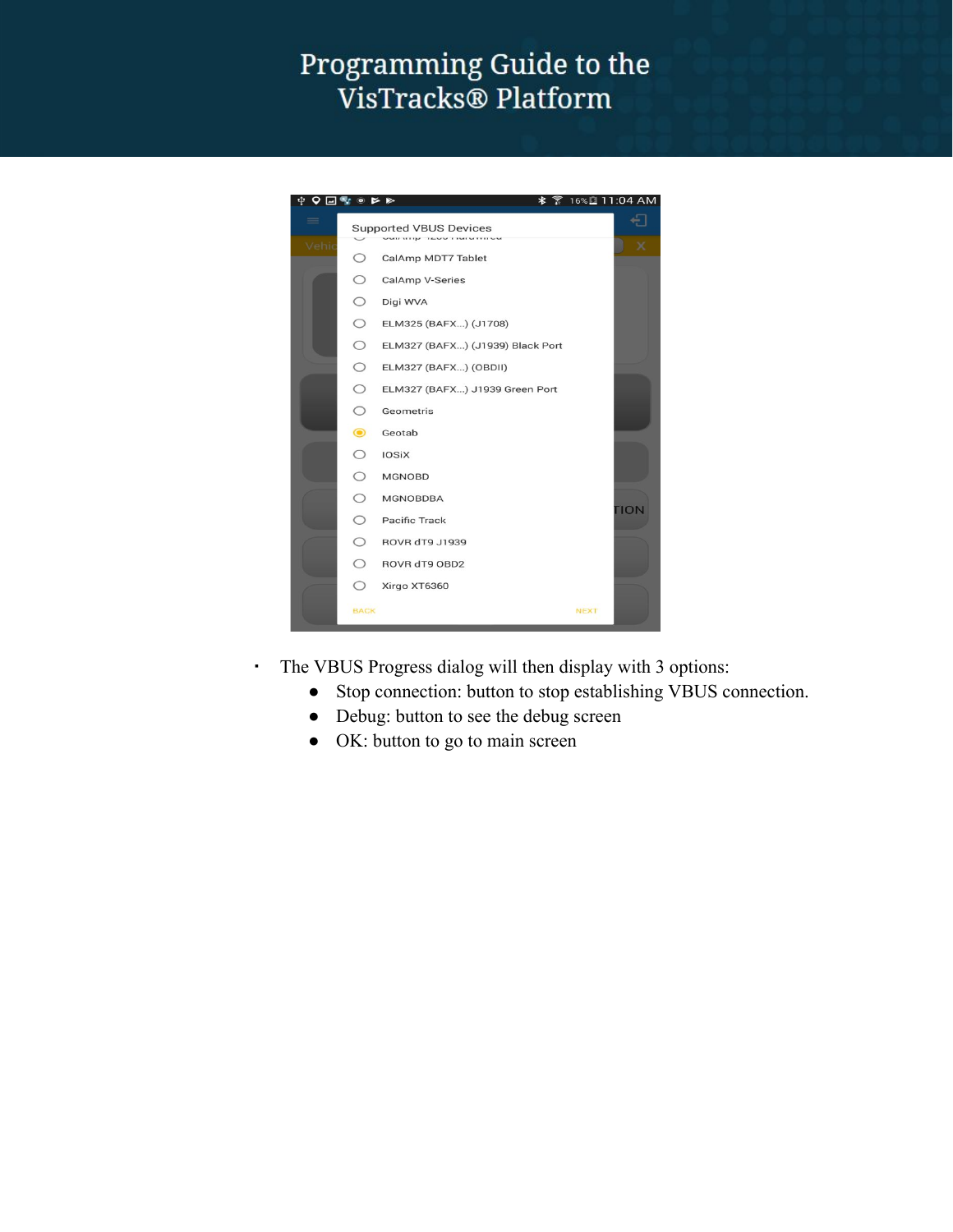- The VBUS Progress dialog will then display with 3 options:
  - Stop connection: button to stop establishing VBUS connection.
  - Debug: button to see the debug screen
  - OK: button to go to main screen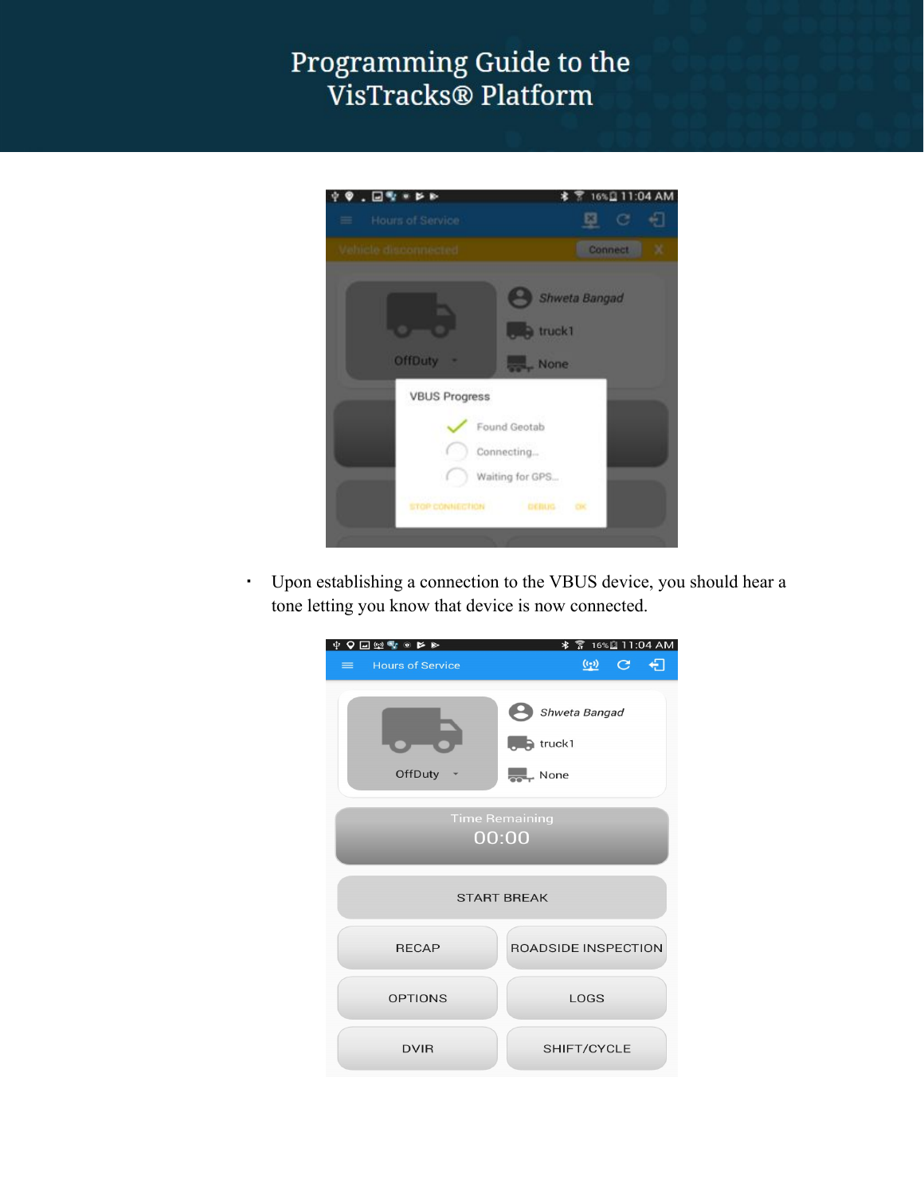- Upon establishing a connection to the VBUS device, you should hear a tone letting you know that device is now connected.